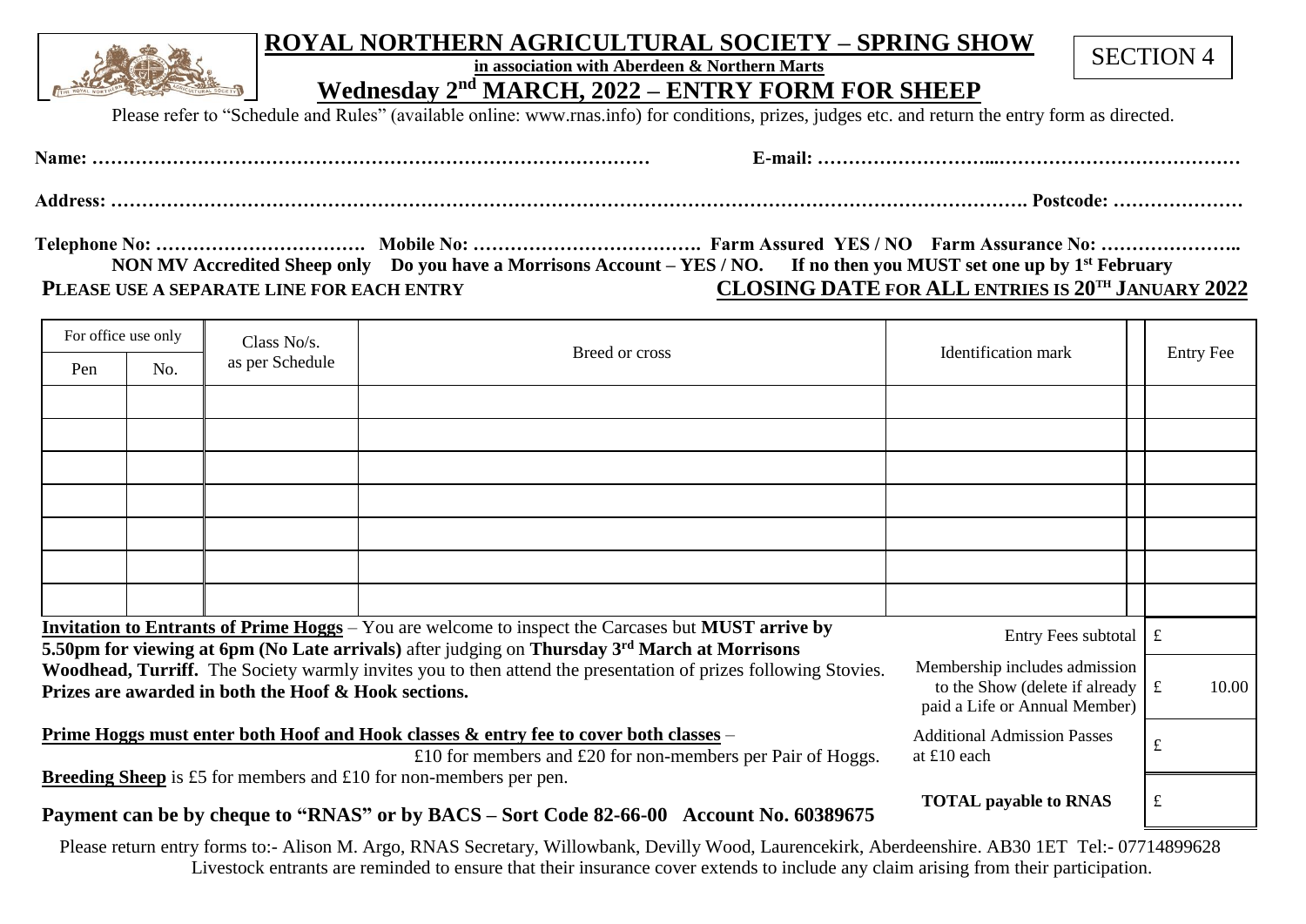# ROYAL NORTHERN AGRICULTURAL SOCIETY – SPRING SHOW

**in association with Aberdeen & Northern Marts**

## Wednesday 2nd MARCH, 2022 – ENTRY FORM FOR SHEEP

SECTION 4

Please refer to "Schedule and Rules" (available online: www.rnas.info) for conditions, prizes, judges etc. and return the entry form as directed.

**Name:** …………………………………………………………………………… **E-mail:** ………………………...…………………………………

**Address:** ……………………………………………………………………………………………………………………………. **Postcode:** …………………

**Telephone No:** ……………………………. **Mobile No:** ………………………………. **Farm Assured YES / NO Farm Assurance No:** …………………..

**NON MV Accredited Sheep only Do you have a Morrisons Account – YES / NO. If no then you MUST set one up by 1st February**

**PLEASE USE A SEPARATE LINE FOR EACH ENTRY** **CLOSING DATE FOR ALL ENTRIES IS 20TH JANUARY 2022**

| For office use only | | Class No/s. as per Schedule | Breed or cross | Identification mark | | Entry Fee |
|---|---|---|---|---|---|---|
| Pen | No. | | | | | |
| | | | | | | |
| | | | | | | |
| | | | | | | |
| | | | | | | |
| | | | | | | |
| | | | | | | |
| | | | | | | |

**Invitation to Entrants of Prime Hoggs** – You are welcome to inspect the Carcases but **MUST arrive by 5.50pm for viewing at 6pm (No Late arrivals)** after judging on **Thursday 3rd March at Morrisons Woodhead, Turriff.** The Society warmly invites you to then attend the presentation of prizes following Stovies. **Prizes are awarded in both the Hoof & Hook sections.**

**Prime Hoggs must enter both Hoof and Hook classes & entry fee to cover both classes** – £10 for members and £20 for non-members per Pair of Hoggs.

**Breeding Sheep** is £5 for members and £10 for non-members per pen.

**Payment can be by cheque to "RNAS" or by BACS – Sort Code 82-66-00 Account No. 60389675**

| | |
|---|---|
| Entry Fees subtotal | £ |
| Membership includes admission to the Show (delete if already paid a Life or Annual Member) | £ 10.00 |
| Additional Admission Passes at £10 each | £ |
| **TOTAL payable to RNAS** | £ |

Please return entry forms to:- Alison M. Argo, RNAS Secretary, Willowbank, Devilly Wood, Laurencekirk, Aberdeenshire. AB30 1ET Tel:- 07714899628

Livestock entrants are reminded to ensure that their insurance cover extends to include any claim arising from their participation.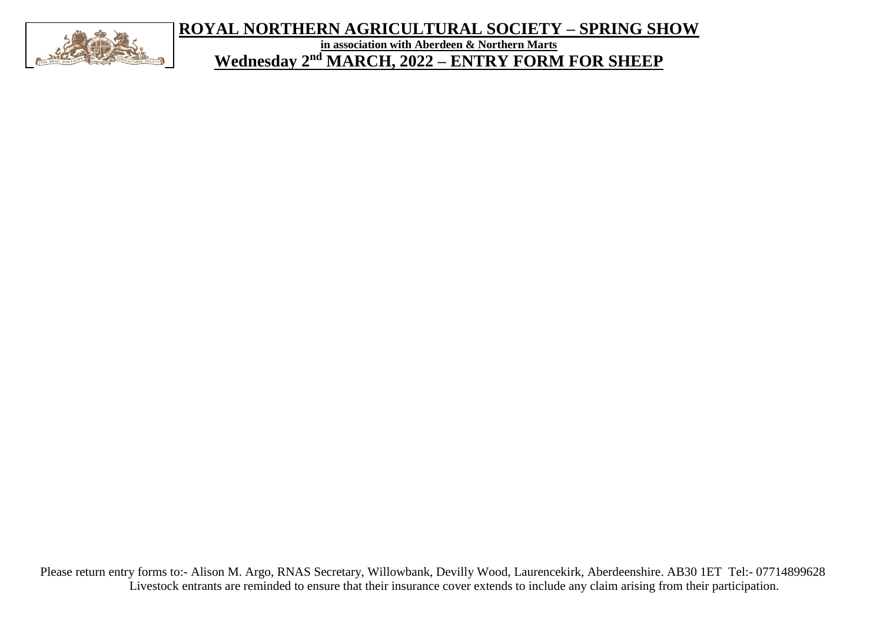# ROYAL NORTHERN AGRICULTURAL SOCIETY – SPRING SHOW

**in association with Aberdeen & Northern Marts**

## Wednesday 2nd MARCH, 2022 – ENTRY FORM FOR SHEEP

Please return entry forms to:- Alison M. Argo, RNAS Secretary, Willowbank, Devilly Wood, Laurencekirk, Aberdeenshire. AB30 1ET Tel:- 07714899628

Livestock entrants are reminded to ensure that their insurance cover extends to include any claim arising from their participation.